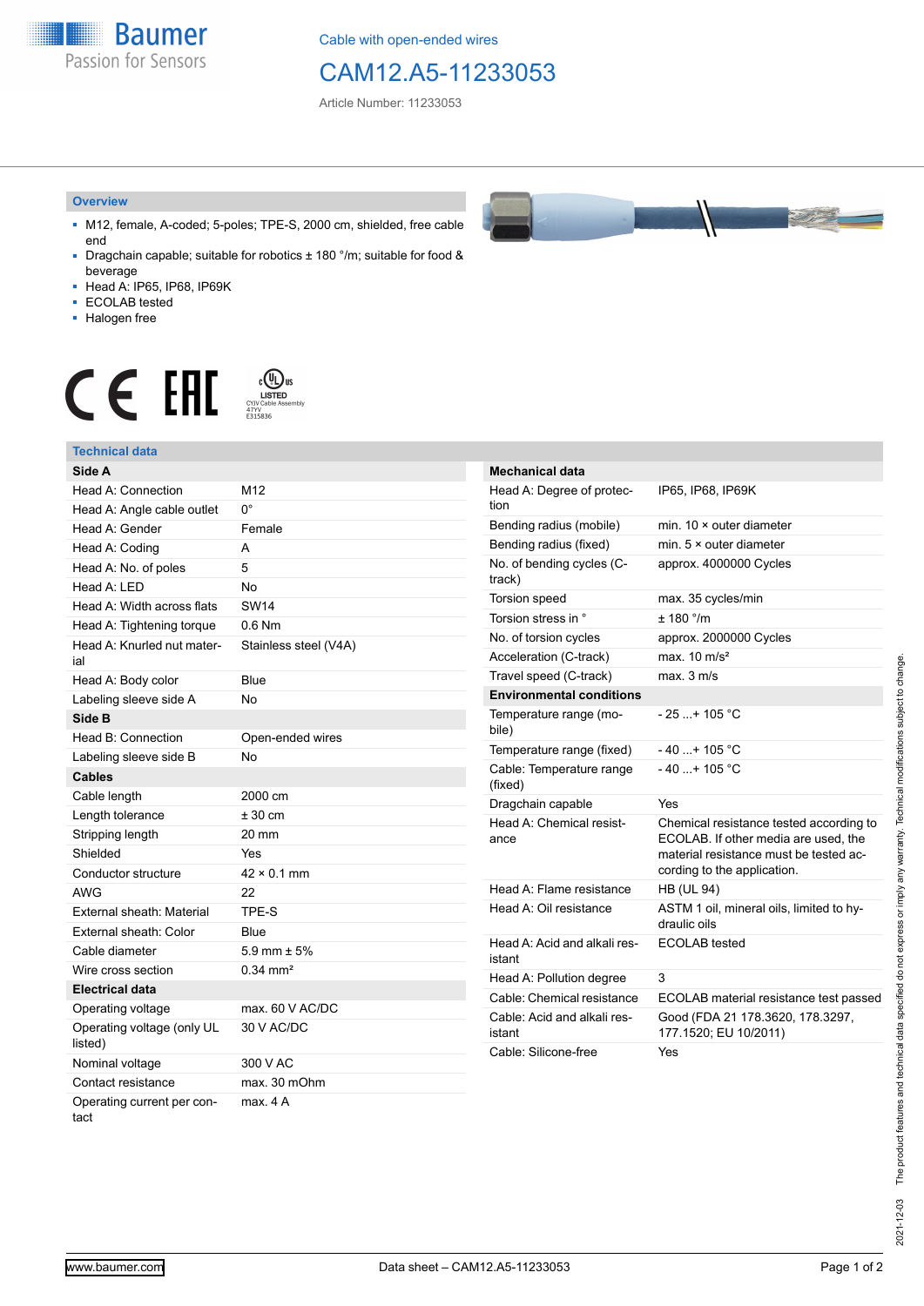Cable with open-ended wires

# CAM12.A5-11233053

Article Number: 11233053

## Overview

- M12, female, A-coded; 5-poles; TPE-S, 2000 cm, shielded, free cable end
- Dragchain capable; suitable for robotics ± 180 °/m; suitable for food & beverage
- Head A: IP65, IP68, IP69K
- ECOLAB tested
- Halogen free

## Technical data

| Side A | |
|---|---|
| Head A: Connection | M12 |
| Head A: Angle cable outlet | 0° |
| Head A: Gender | Female |
| Head A: Coding | A |
| Head A: No. of poles | 5 |
| Head A: LED | No |
| Head A: Width across flats | SW14 |
| Head A: Tightening torque | 0.6 Nm |
| Head A: Knurled nut material | Stainless steel (V4A) |
| Head A: Body color | Blue |
| Labeling sleeve side A | No |
| **Side B** | |
| Head B: Connection | Open-ended wires |
| Labeling sleeve side B | No |
| **Cables** | |
| Cable length | 2000 cm |
| Length tolerance | ± 30 cm |
| Stripping length | 20 mm |
| Shielded | Yes |
| Conductor structure | 42 × 0.1 mm |
| AWG | 22 |
| External sheath: Material | TPE-S |
| External sheath: Color | Blue |
| Cable diameter | 5.9 mm ± 5% |
| Wire cross section | 0.34 mm² |
| **Electrical data** | |
| Operating voltage | max. 60 V AC/DC |
| Operating voltage (only UL listed) | 30 V AC/DC |
| Nominal voltage | 300 V AC |
| Contact resistance | max. 30 mOhm |
| Operating current per contact | max. 4 A |

| Mechanical data | |
|---|---|
| Head A: Degree of protection | IP65, IP68, IP69K |
| Bending radius (mobile) | min. 10 × outer diameter |
| Bending radius (fixed) | min. 5 × outer diameter |
| No. of bending cycles (C-track) | approx. 4000000 Cycles |
| Torsion speed | max. 35 cycles/min |
| Torsion stress in ° | ± 180 °/m |
| No. of torsion cycles | approx. 2000000 Cycles |
| Acceleration (C-track) | max. 10 m/s² |
| Travel speed (C-track) | max. 3 m/s |
| **Environmental conditions** | |
| Temperature range (mobile) | - 25 ...+ 105 °C |
| Temperature range (fixed) | - 40 ...+ 105 °C |
| Cable: Temperature range (fixed) | - 40 ...+ 105 °C |
| Dragchain capable | Yes |
| Head A: Chemical resistance | Chemical resistance tested according to ECOLAB. If other media are used, the material resistance must be tested according to the application. |
| Head A: Flame resistance | HB (UL 94) |
| Head A: Oil resistance | ASTM 1 oil, mineral oils, limited to hydraulic oils |
| Head A: Acid and alkali resistant | ECOLAB tested |
| Head A: Pollution degree | 3 |
| Cable: Chemical resistance | ECOLAB material resistance test passed |
| Cable: Acid and alkali resistant | Good (FDA 21 178.3620, 178.3297, 177.1520; EU 10/2011) |
| Cable: Silicone-free | Yes |

2021-12-03 The product features and technical data specified do not express or imply any warranty. Technical modifications subject to change.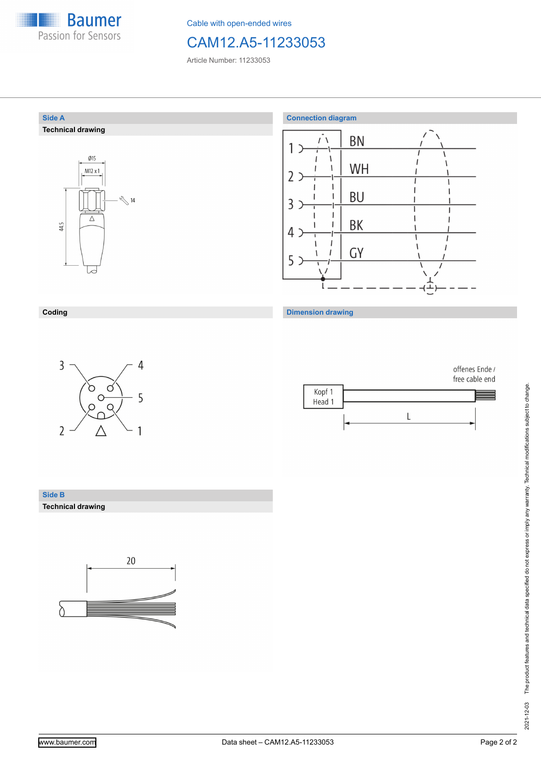Cable with open-ended wires

# CAM12.A5-11233053

Article Number: 11233053

## Side A

### Technical drawing

Ø15

M12 x 1

14

44.5

## Connection diagram

1 BN

2 WH

3 BU

4 BK

5 GY

### Coding

3 4

5

2 1

## Dimension drawing

Kopf 1
Head 1

offenes Ende /
free cable end

L

## Side B

### Technical drawing

20

The product features and technical data specified do not express or imply any warranty. Technical modifications subject to change.

2021-12-03

www.baumer.com

Data sheet – CAM12.A5-11233053